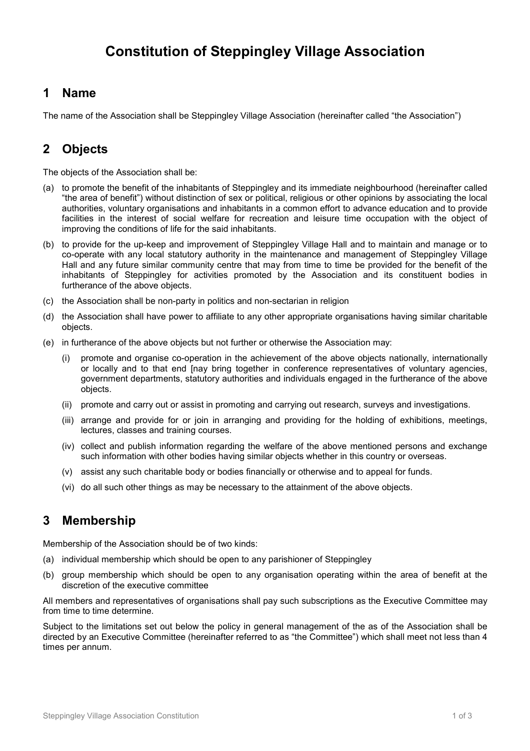# Constitution of Steppingley Village Association

## 1 Name

The name of the Association shall be Steppingley Village Association (hereinafter called "the Association")

## 2 Objects

The objects of the Association shall be:

(a) to promote the benefit of the inhabitants of Steppingley and its immediate neighbourhood (hereinafter called "the area of benefit") without distinction of sex or political, religious or other opinions by associating the local authorities, voluntary organisations and inhabitants in a common effort to advance education and to provide facilities in the interest of social welfare for recreation and leisure time occupation with the object of improving the conditions of life for the said inhabitants.

(b) to provide for the up-keep and improvement of Steppingley Village Hall and to maintain and manage or to co-operate with any local statutory authority in the maintenance and management of Steppingley Village Hall and any future similar community centre that may from time to time be provided for the benefit of the inhabitants of Steppingley for activities promoted by the Association and its constituent bodies in furtherance of the above objects.

(c) the Association shall be non-party in politics and non-sectarian in religion

(d) the Association shall have power to affiliate to any other appropriate organisations having similar charitable objects.

(e) in furtherance of the above objects but not further or otherwise the Association may:

   (i) promote and organise co-operation in the achievement of the above objects nationally, internationally or locally and to that end [nay bring together in conference representatives of voluntary agencies, government departments, statutory authorities and individuals engaged in the furtherance of the above objects.

   (ii) promote and carry out or assist in promoting and carrying out research, surveys and investigations.

   (iii) arrange and provide for or join in arranging and providing for the holding of exhibitions, meetings, lectures, classes and training courses.

   (iv) collect and publish information regarding the welfare of the above mentioned persons and exchange such information with other bodies having similar objects whether in this country or overseas.

   (v) assist any such charitable body or bodies financially or otherwise and to appeal for funds.

   (vi) do all such other things as may be necessary to the attainment of the above objects.

## 3 Membership

Membership of the Association should be of two kinds:

(a) individual membership which should be open to any parishioner of Steppingley

(b) group membership which should be open to any organisation operating within the area of benefit at the discretion of the executive committee

All members and representatives of organisations shall pay such subscriptions as the Executive Committee may from time to time determine.

Subject to the limitations set out below the policy in general management of the as of the Association shall be directed by an Executive Committee (hereinafter referred to as "the Committee") which shall meet not less than 4 times per annum.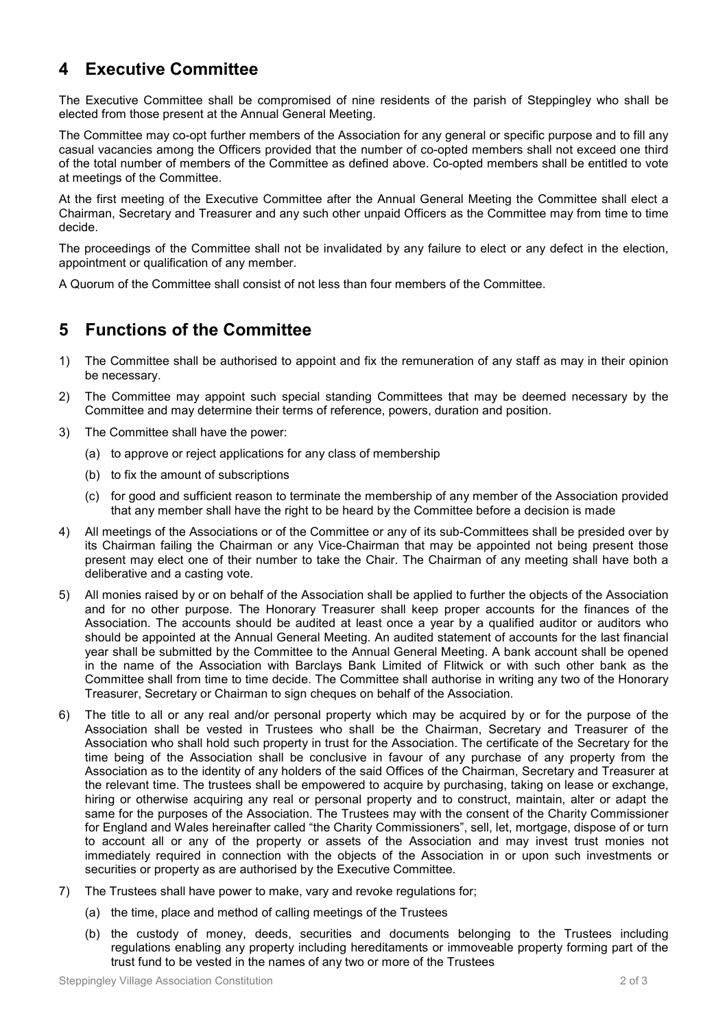## 4 Executive Committee

The Executive Committee shall be compromised of nine residents of the parish of Steppingley who shall be elected from those present at the Annual General Meeting.

The Committee may co-opt further members of the Association for any general or specific purpose and to fill any casual vacancies among the Officers provided that the number of co-opted members shall not exceed one third of the total number of members of the Committee as defined above. Co-opted members shall be entitled to vote at meetings of the Committee.

At the first meeting of the Executive Committee after the Annual General Meeting the Committee shall elect a Chairman, Secretary and Treasurer and any such other unpaid Officers as the Committee may from time to time decide.

The proceedings of the Committee shall not be invalidated by any failure to elect or any defect in the election, appointment or qualification of any member.

A Quorum of the Committee shall consist of not less than four members of the Committee.

## 5 Functions of the Committee

1) The Committee shall be authorised to appoint and fix the remuneration of any staff as may in their opinion be necessary.
2) The Committee may appoint such special standing Committees that may be deemed necessary by the Committee and may determine their terms of reference, powers, duration and position.
3) The Committee shall have the power:
   (a) to approve or reject applications for any class of membership
   (b) to fix the amount of subscriptions
   (c) for good and sufficient reason to terminate the membership of any member of the Association provided that any member shall have the right to be heard by the Committee before a decision is made
4) All meetings of the Associations or of the Committee or any of its sub-Committees shall be presided over by its Chairman failing the Chairman or any Vice-Chairman that may be appointed not being present those present may elect one of their number to take the Chair. The Chairman of any meeting shall have both a deliberative and a casting vote.
5) All monies raised by or on behalf of the Association shall be applied to further the objects of the Association and for no other purpose. The Honorary Treasurer shall keep proper accounts for the finances of the Association. The accounts should be audited at least once a year by a qualified auditor or auditors who should be appointed at the Annual General Meeting. An audited statement of accounts for the last financial year shall be submitted by the Committee to the Annual General Meeting. A bank account shall be opened in the name of the Association with Barclays Bank Limited of Flitwick or with such other bank as the Committee shall from time to time decide. The Committee shall authorise in writing any two of the Honorary Treasurer, Secretary or Chairman to sign cheques on behalf of the Association.
6) The title to all or any real and/or personal property which may be acquired by or for the purpose of the Association shall be vested in Trustees who shall be the Chairman, Secretary and Treasurer of the Association who shall hold such property in trust for the Association. The certificate of the Secretary for the time being of the Association shall be conclusive in favour of any purchase of any property from the Association as to the identity of any holders of the said Offices of the Chairman, Secretary and Treasurer at the relevant time. The trustees shall be empowered to acquire by purchasing, taking on lease or exchange, hiring or otherwise acquiring any real or personal property and to construct, maintain, alter or adapt the same for the purposes of the Association. The Trustees may with the consent of the Charity Commissioner for England and Wales hereinafter called "the Charity Commissioners", sell, let, mortgage, dispose of or turn to account all or any of the property or assets of the Association and may invest trust monies not immediately required in connection with the objects of the Association in or upon such investments or securities or property as are authorised by the Executive Committee.
7) The Trustees shall have power to make, vary and revoke regulations for;
   (a) the time, place and method of calling meetings of the Trustees
   (b) the custody of money, deeds, securities and documents belonging to the Trustees including regulations enabling any property including hereditaments or immoveable property forming part of the trust fund to be vested in the names of any two or more of the Trustees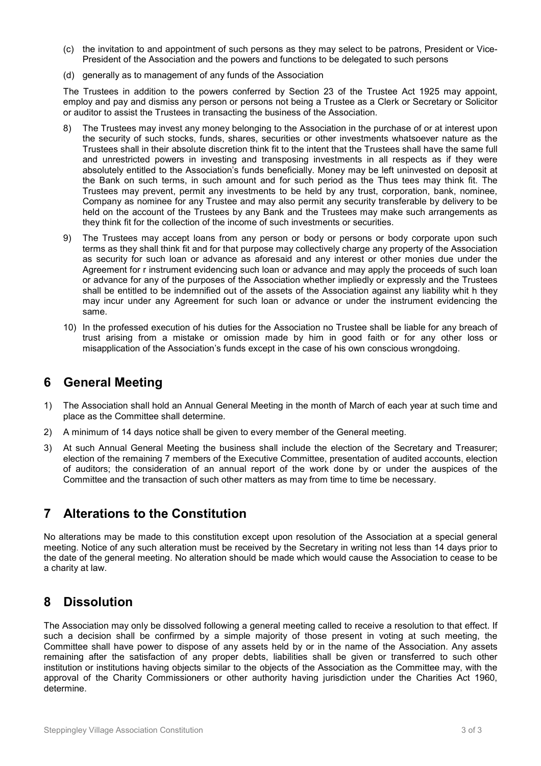(c) the invitation to and appointment of such persons as they may select to be patrons, President or Vice-President of the Association and the powers and functions to be delegated to such persons

(d) generally as to management of any funds of the Association

The Trustees in addition to the powers conferred by Section 23 of the Trustee Act 1925 may appoint, employ and pay and dismiss any person or persons not being a Trustee as a Clerk or Secretary or Solicitor or auditor to assist the Trustees in transacting the business of the Association.

8) The Trustees may invest any money belonging to the Association in the purchase of or at interest upon the security of such stocks, funds, shares, securities or other investments whatsoever nature as the Trustees shall in their absolute discretion think fit to the intent that the Trustees shall have the same full and unrestricted powers in investing and transposing investments in all respects as if they were absolutely entitled to the Association's funds beneficially. Money may be left uninvested on deposit at the Bank on such terms, in such amount and for such period as the Thus tees may think fit. The Trustees may prevent, permit any investments to be held by any trust, corporation, bank, nominee, Company as nominee for any Trustee and may also permit any security transferable by delivery to be held on the account of the Trustees by any Bank and the Trustees may make such arrangements as they think fit for the collection of the income of such investments or securities.

9) The Trustees may accept loans from any person or body or persons or body corporate upon such terms as they shall think fit and for that purpose may collectively charge any property of the Association as security for such loan or advance as aforesaid and any interest or other monies due under the Agreement for r instrument evidencing such loan or advance and may apply the proceeds of such loan or advance for any of the purposes of the Association whether impliedly or expressly and the Trustees shall be entitled to be indemnified out of the assets of the Association against any liability whit h they may incur under any Agreement for such loan or advance or under the instrument evidencing the same.

10) In the professed execution of his duties for the Association no Trustee shall be liable for any breach of trust arising from a mistake or omission made by him in good faith or for any other loss or misapplication of the Association's funds except in the case of his own conscious wrongdoing.

## 6 General Meeting

1) The Association shall hold an Annual General Meeting in the month of March of each year at such time and place as the Committee shall determine.

2) A minimum of 14 days notice shall be given to every member of the General meeting.

3) At such Annual General Meeting the business shall include the election of the Secretary and Treasurer; election of the remaining 7 members of the Executive Committee, presentation of audited accounts, election of auditors; the consideration of an annual report of the work done by or under the auspices of the Committee and the transaction of such other matters as may from time to time be necessary.

## 7 Alterations to the Constitution

No alterations may be made to this constitution except upon resolution of the Association at a special general meeting. Notice of any such alteration must be received by the Secretary in writing not less than 14 days prior to the date of the general meeting. No alteration should be made which would cause the Association to cease to be a charity at law.

## 8 Dissolution

The Association may only be dissolved following a general meeting called to receive a resolution to that effect. If such a decision shall be confirmed by a simple majority of those present in voting at such meeting, the Committee shall have power to dispose of any assets held by or in the name of the Association. Any assets remaining after the satisfaction of any proper debts, liabilities shall be given or transferred to such other institution or institutions having objects similar to the objects of the Association as the Committee may, with the approval of the Charity Commissioners or other authority having jurisdiction under the Charities Act 1960, determine.